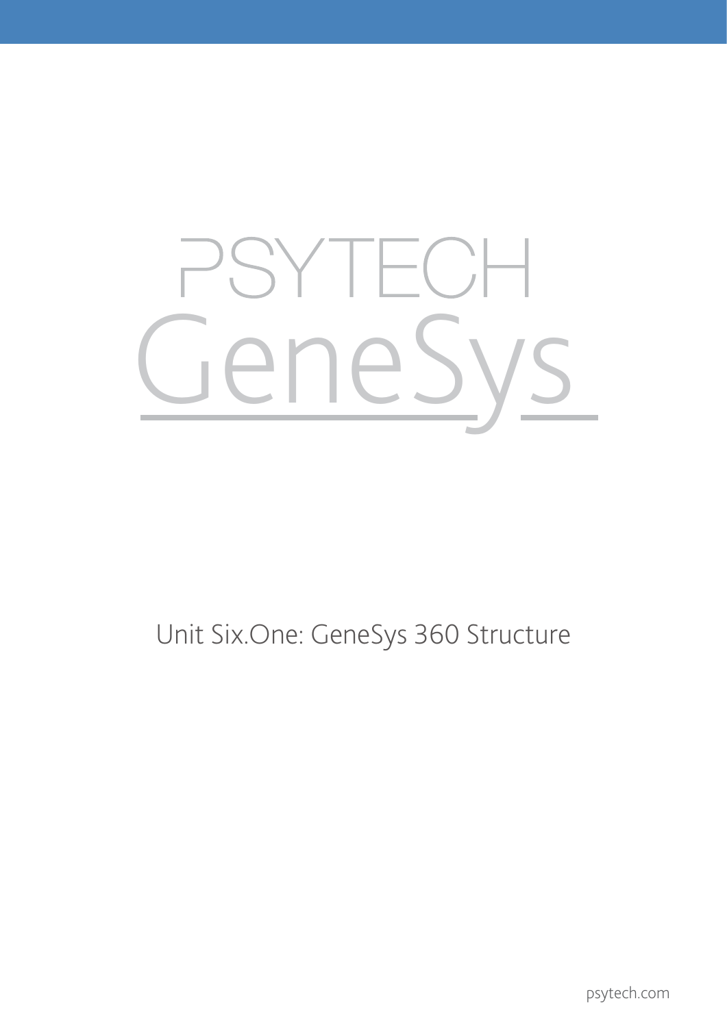# PSYTECH GeneSys

## Unit Six.One: GeneSys 360 Structure

psytech.com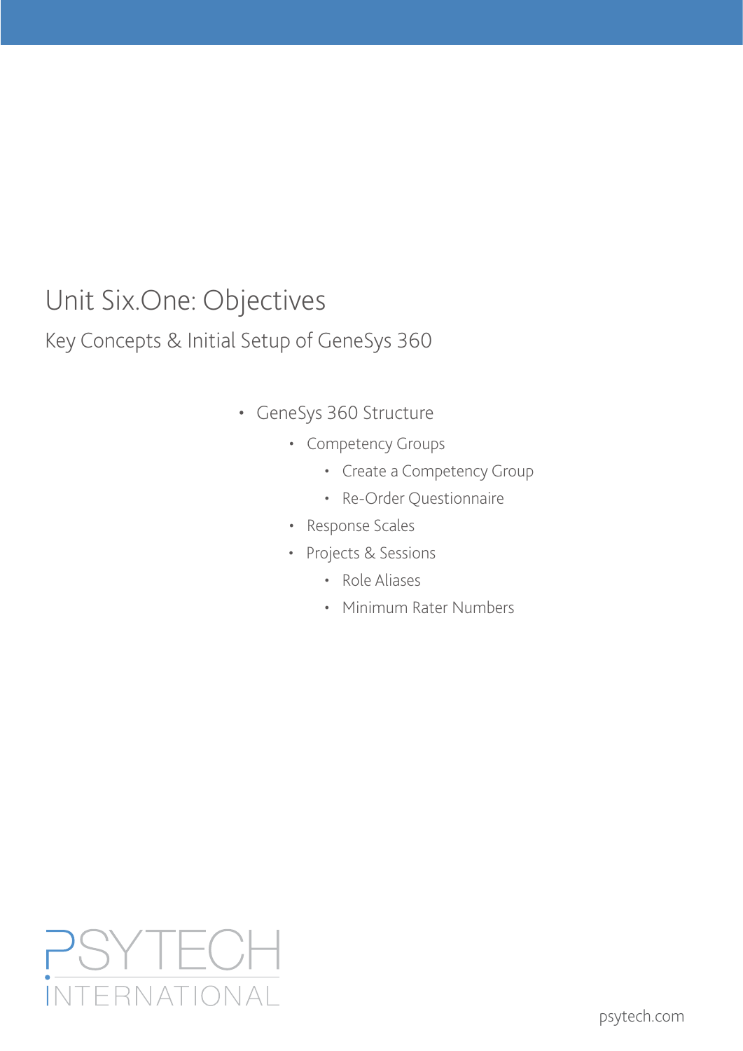# Unit Six.One: Objectives

## Key Concepts & Initial Setup of GeneSys 360

- GeneSys 360 Structure
  - Competency Groups
    - Create a Competency Group
    - Re-Order Questionnaire
  - Response Scales
  - Projects & Sessions
    - Role Aliases
    - Minimum Rater Numbers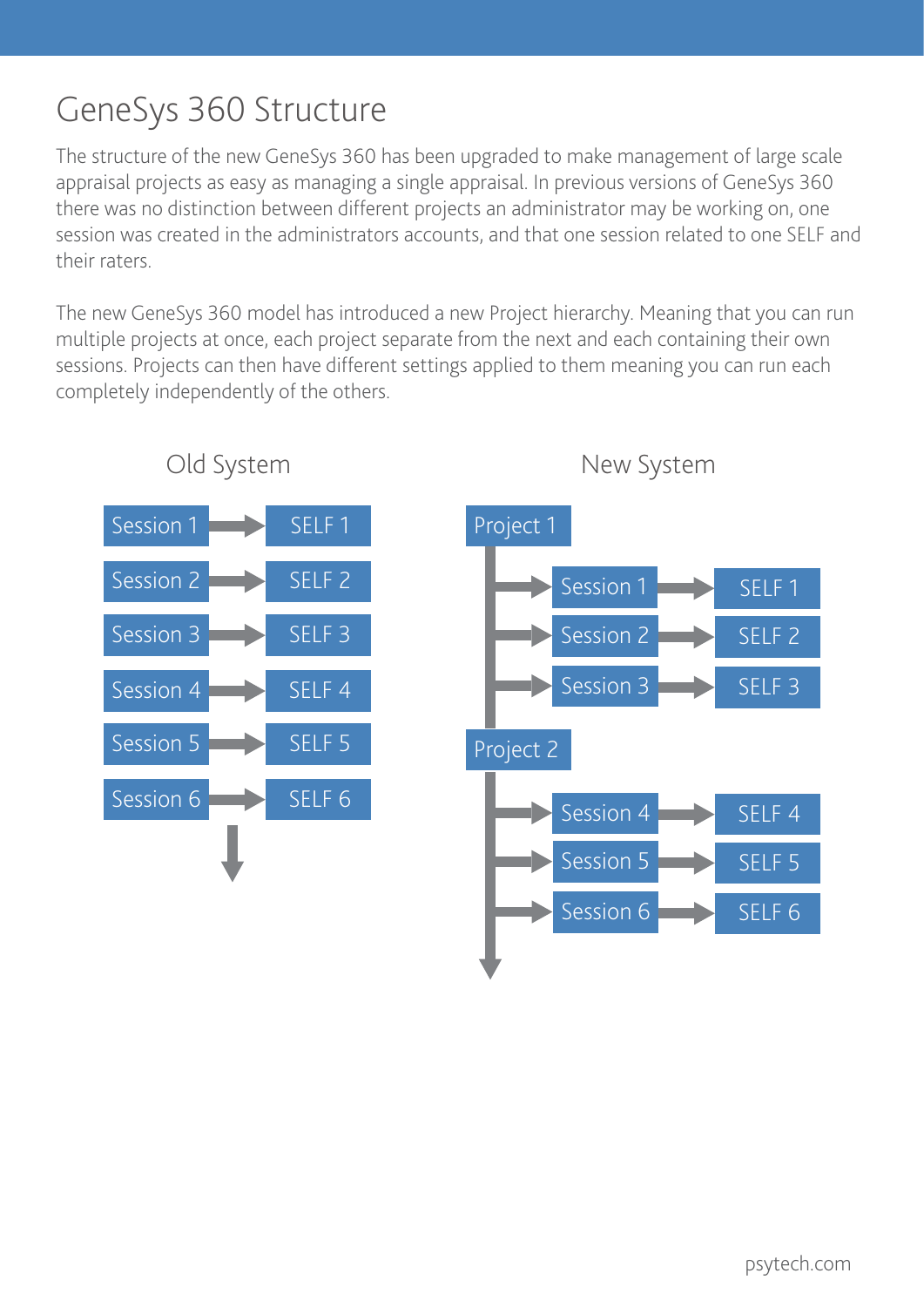# GeneSys 360 Structure

The structure of the new GeneSys 360 has been upgraded to make management of large scale appraisal projects as easy as managing a single appraisal. In previous versions of GeneSys 360 there was no distinction between different projects an administrator may be working on, one session was created in the administrators accounts, and that one session related to one SELF and their raters.

The new GeneSys 360 model has introduced a new Project hierarchy. Meaning that you can run multiple projects at once, each project separate from the next and each containing their own sessions. Projects can then have different settings applied to them meaning you can run each completely independently of the others.

Old System

Session 1 → SELF 1
Session 2 → SELF 2
Session 3 → SELF 3
Session 4 → SELF 4
Session 5 → SELF 5
Session 6 → SELF 6

New System

Project 1
- Session 1 → SELF 1
- Session 2 → SELF 2
- Session 3 → SELF 3

Project 2
- Session 4 → SELF 4
- Session 5 → SELF 5
- Session 6 → SELF 6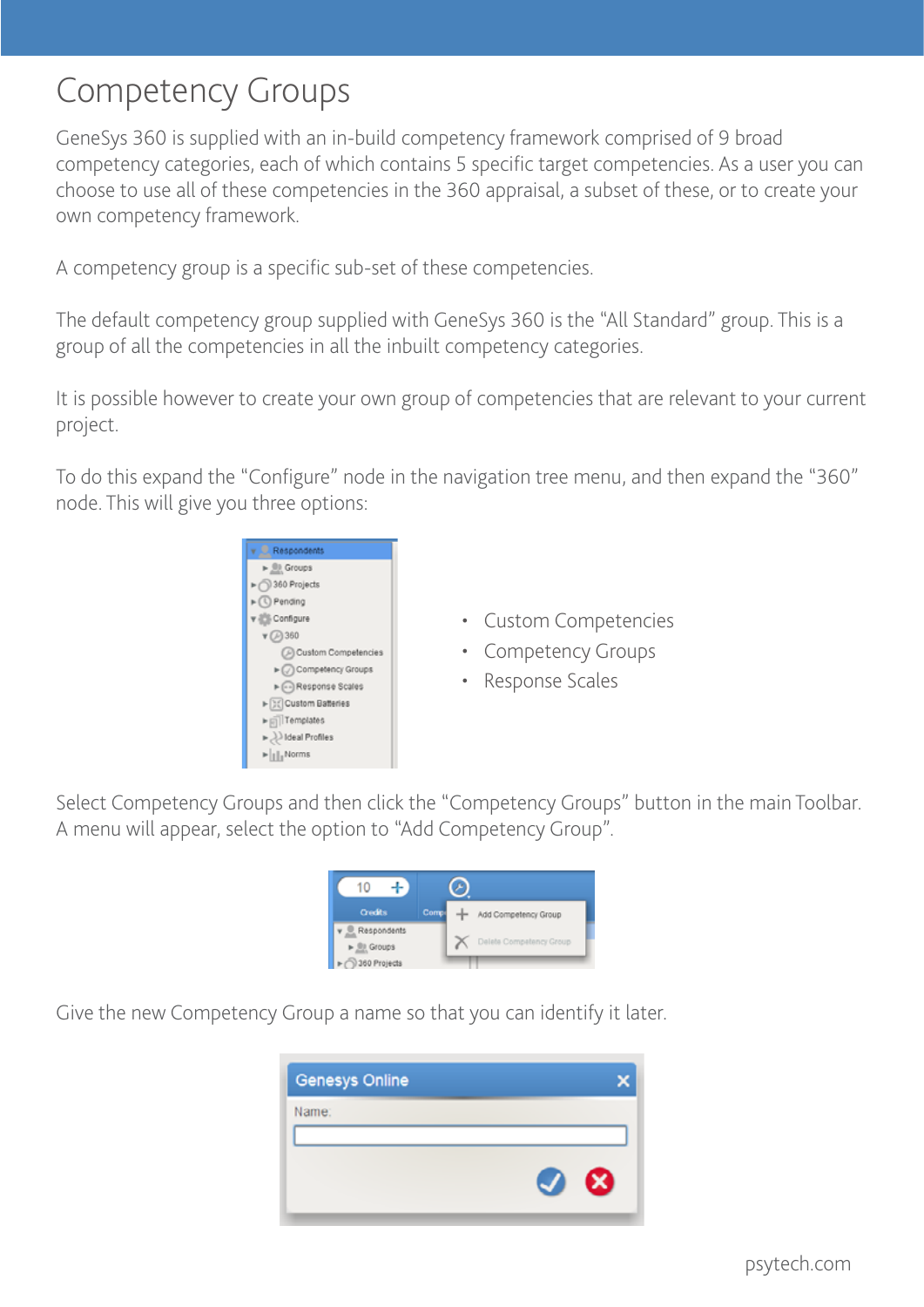# Competency Groups

GeneSys 360 is supplied with an in-build competency framework comprised of 9 broad competency categories, each of which contains 5 specific target competencies. As a user you can choose to use all of these competencies in the 360 appraisal, a subset of these, or to create your own competency framework.

A competency group is a specific sub-set of these competencies.

The default competency group supplied with GeneSys 360 is the "All Standard" group. This is a group of all the competencies in all the inbuilt competency categories.

It is possible however to create your own group of competencies that are relevant to your current project.

To do this expand the "Configure" node in the navigation tree menu, and then expand the "360" node. This will give you three options:

- Custom Competencies
- Competency Groups
- Response Scales

Select Competency Groups and then click the "Competency Groups" button in the main Toolbar. A menu will appear, select the option to "Add Competency Group".

Give the new Competency Group a name so that you can identify it later.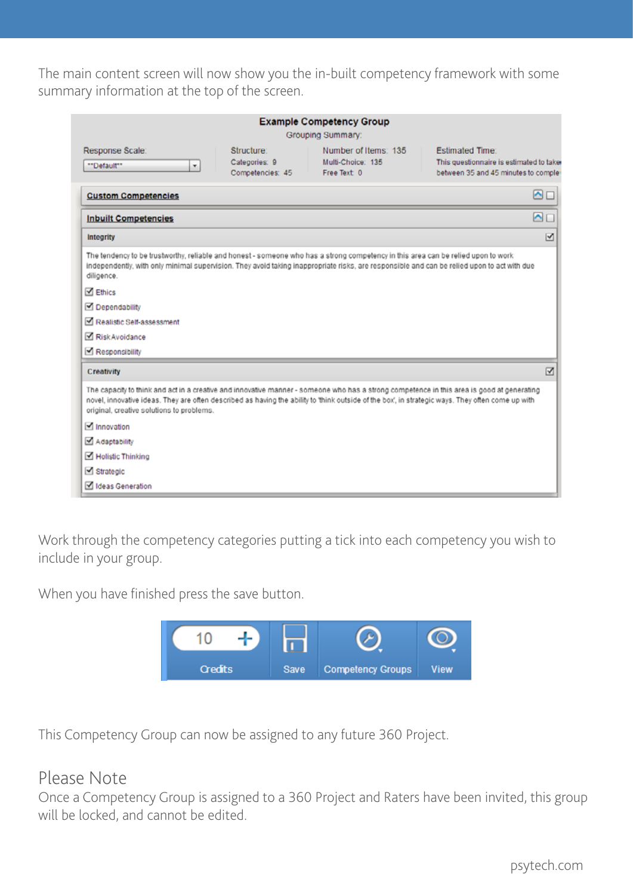The main content screen will now show you the in-built competency framework with some summary information at the top of the screen.

**Example Competency Group**
Grouping Summary:

Response Scale: **Default**

Structure: Categories: 9 Competencies: 45

Number of Items: 135 Multi-Choice: 135 Free Text: 0

Estimated Time: This questionnaire is estimated to take between 35 and 45 minutes to complete

**Custom Competencies**

**Inbuilt Competencies**

**Integrity**

The tendency to be trustworthy, reliable and honest - someone who has a strong competency in this area can be relied upon to work independently, with only minimal supervision. They avoid taking inappropriate risks, are responsible and can be relied upon to act with due diligence.

- Ethics
- Dependability
- Realistic Self-assessment
- Risk Avoidance
- Responsibility

**Creativity**

The capacity to think and act in a creative and innovative manner - someone who has a strong competence in this area is good at generating novel, innovative ideas. They are often described as having the ability to 'think outside of the box', in strategic ways. They often come up with original, creative solutions to problems.

- Innovation
- Adaptability
- Holistic Thinking
- Strategic
- Ideas Generation

Work through the competency categories putting a tick into each competency you wish to include in your group.

When you have finished press the save button.

10 Credits | Save | Competency Groups | View

This Competency Group can now be assigned to any future 360 Project.

## Please Note

Once a Competency Group is assigned to a 360 Project and Raters have been invited, this group will be locked, and cannot be edited.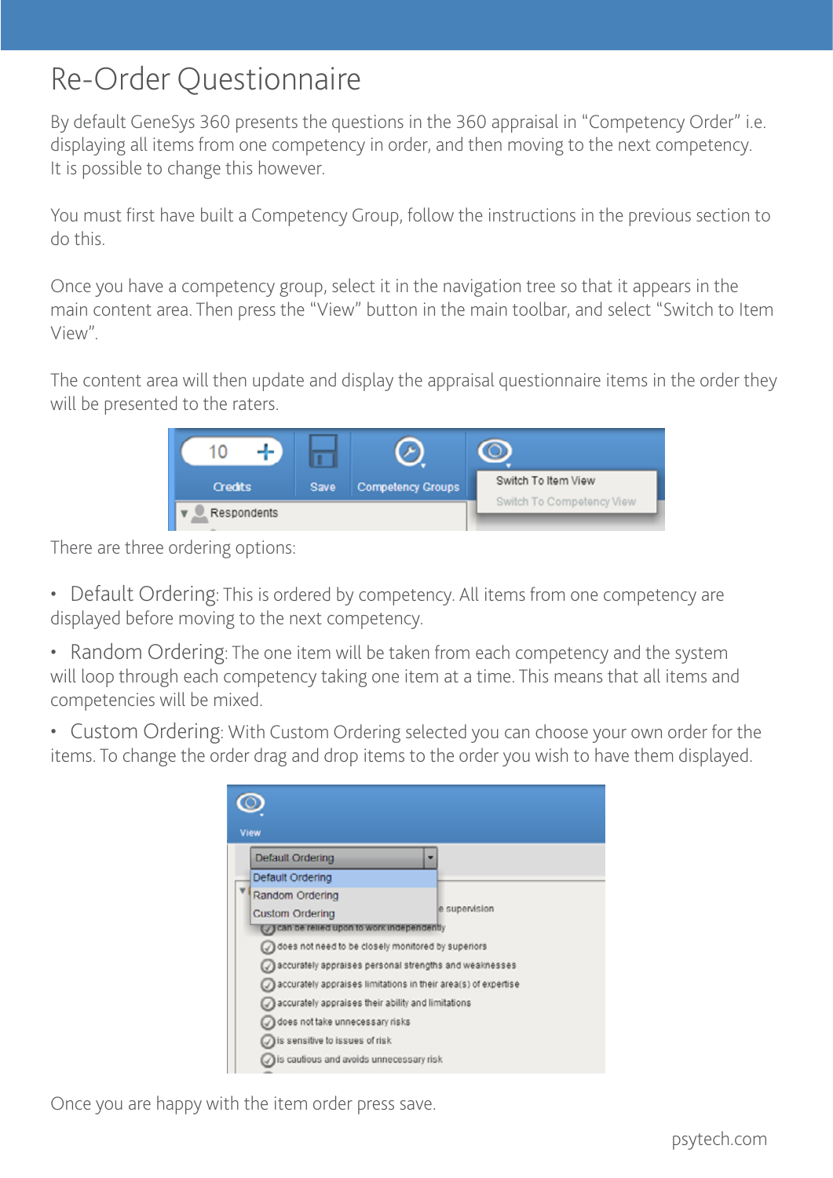# Re-Order Questionnaire

By default GeneSys 360 presents the questions in the 360 appraisal in "Competency Order" i.e. displaying all items from one competency in order, and then moving to the next competency. It is possible to change this however.

You must first have built a Competency Group, follow the instructions in the previous section to do this.

Once you have a competency group, select it in the navigation tree so that it appears in the main content area. Then press the "View" button in the main toolbar, and select "Switch to Item View".

The content area will then update and display the appraisal questionnaire items in the order they will be presented to the raters.

There are three ordering options:

- Default Ordering: This is ordered by competency. All items from one competency are displayed before moving to the next competency.
- Random Ordering: The one item will be taken from each competency and the system will loop through each competency taking one item at a time. This means that all items and competencies will be mixed.
- Custom Ordering: With Custom Ordering selected you can choose your own order for the items. To change the order drag and drop items to the order you wish to have them displayed.

Once you are happy with the item order press save.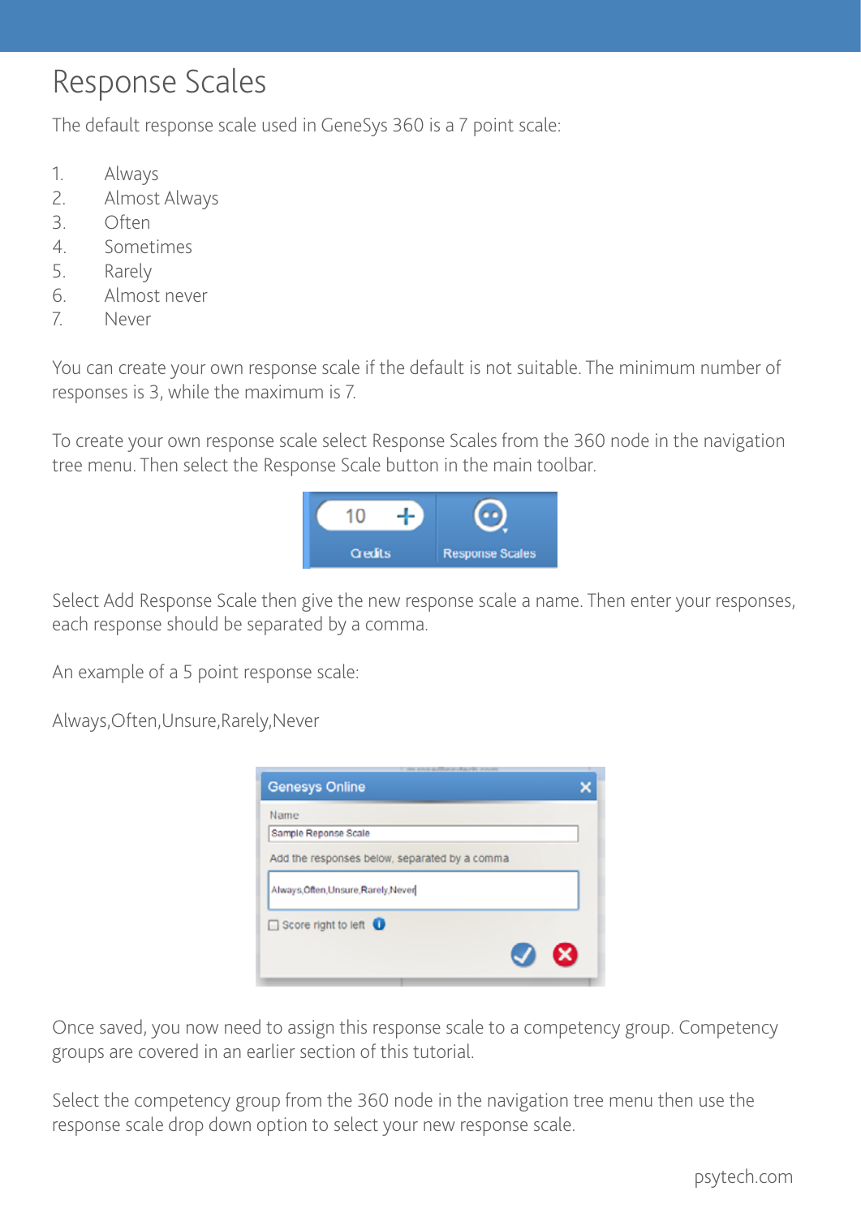# Response Scales

The default response scale used in GeneSys 360 is a 7 point scale:

1. Always
2. Almost Always
3. Often
4. Sometimes
5. Rarely
6. Almost never
7. Never

You can create your own response scale if the default is not suitable. The minimum number of responses is 3, while the maximum is 7.

To create your own response scale select Response Scales from the 360 node in the navigation tree menu. Then select the Response Scale button in the main toolbar.

Select Add Response Scale then give the new response scale a name. Then enter your responses, each response should be separated by a comma.

An example of a 5 point response scale:

Always,Often,Unsure,Rarely,Never

Once saved, you now need to assign this response scale to a competency group. Competency groups are covered in an earlier section of this tutorial.

Select the competency group from the 360 node in the navigation tree menu then use the response scale drop down option to select your new response scale.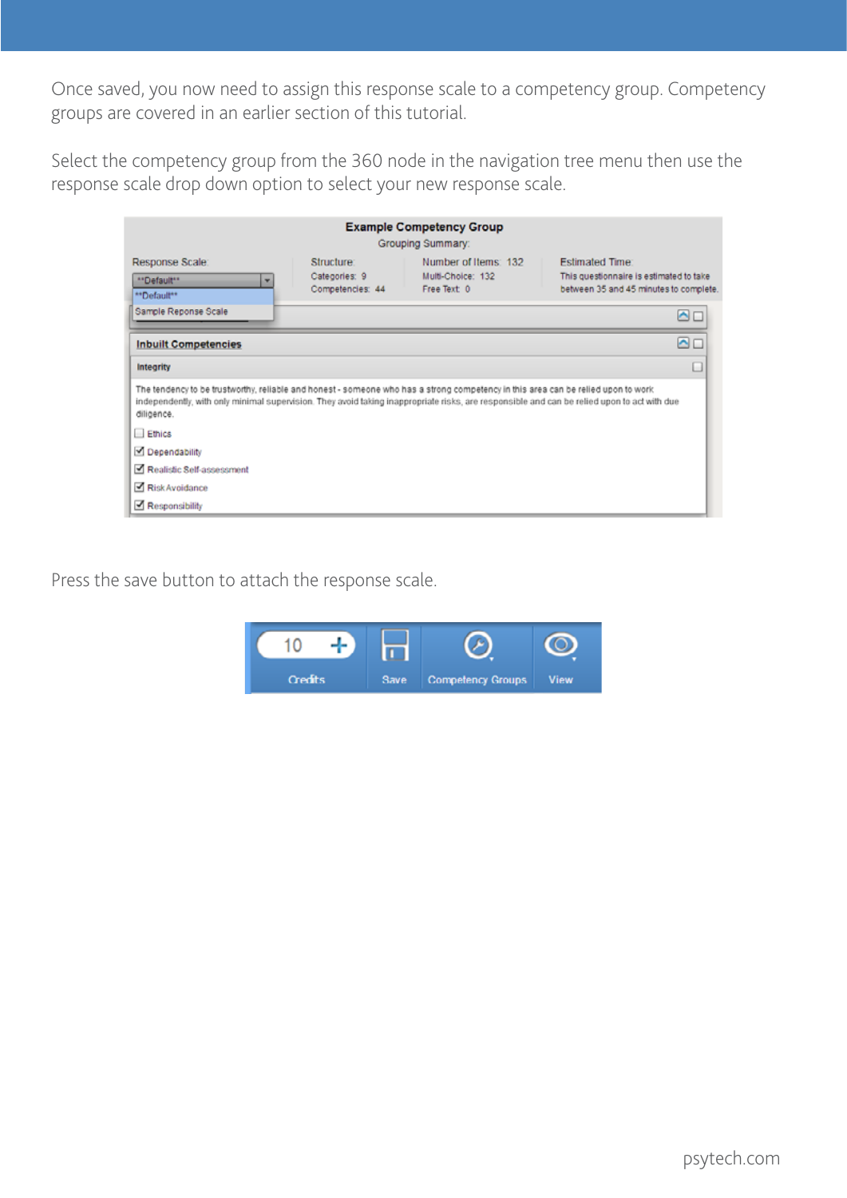Once saved, you now need to assign this response scale to a competency group. Competency groups are covered in an earlier section of this tutorial.

Select the competency group from the 360 node in the navigation tree menu then use the response scale drop down option to select your new response scale.

Press the save button to attach the response scale.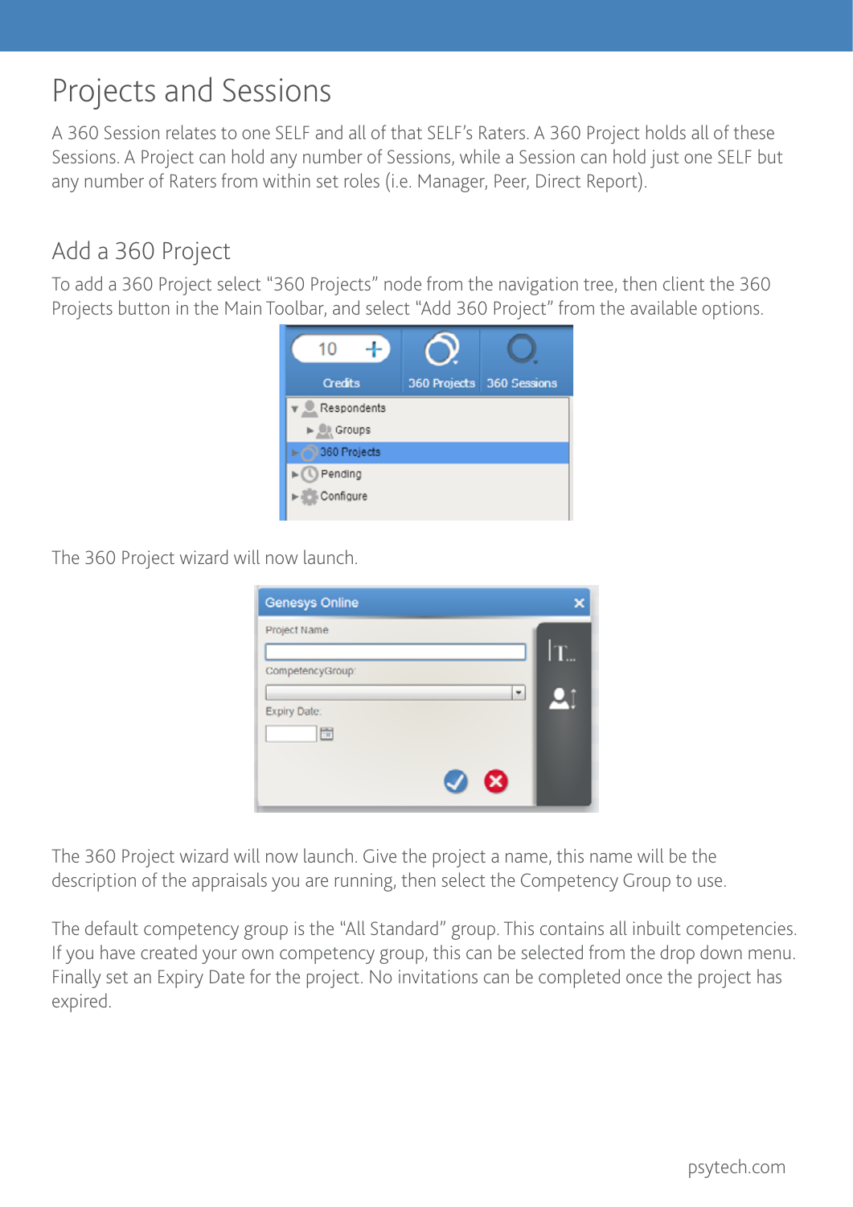# Projects and Sessions

A 360 Session relates to one SELF and all of that SELF's Raters. A 360 Project holds all of these Sessions. A Project can hold any number of Sessions, while a Session can hold just one SELF but any number of Raters from within set roles (i.e. Manager, Peer, Direct Report).

## Add a 360 Project

To add a 360 Project select "360 Projects" node from the navigation tree, then client the 360 Projects button in the Main Toolbar, and select "Add 360 Project" from the available options.

The 360 Project wizard will now launch.

The 360 Project wizard will now launch. Give the project a name, this name will be the description of the appraisals you are running, then select the Competency Group to use.

The default competency group is the "All Standard" group. This contains all inbuilt competencies. If you have created your own competency group, this can be selected from the drop down menu. Finally set an Expiry Date for the project. No invitations can be completed once the project has expired.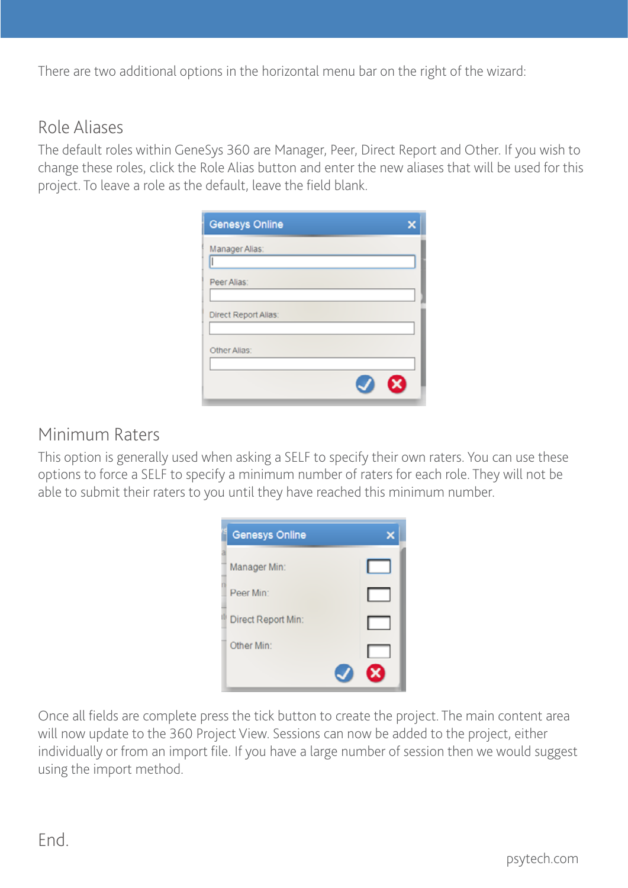There are two additional options in the horizontal menu bar on the right of the wizard:

## Role Aliases

The default roles within GeneSys 360 are Manager, Peer, Direct Report and Other. If you wish to change these roles, click the Role Alias button and enter the new aliases that will be used for this project. To leave a role as the default, leave the field blank.

Genesys Online

Manager Alias:

Peer Alias:

Direct Report Alias:

Other Alias:

## Minimum Raters

This option is generally used when asking a SELF to specify their own raters. You can use these options to force a SELF to specify a minimum number of raters for each role. They will not be able to submit their raters to you until they have reached this minimum number.

Genesys Online

Manager Min:

Peer Min:

Direct Report Min:

Other Min:

Once all fields are complete press the tick button to create the project. The main content area will now update to the 360 Project View. Sessions can now be added to the project, either individually or from an import file. If you have a large number of session then we would suggest using the import method.

End.